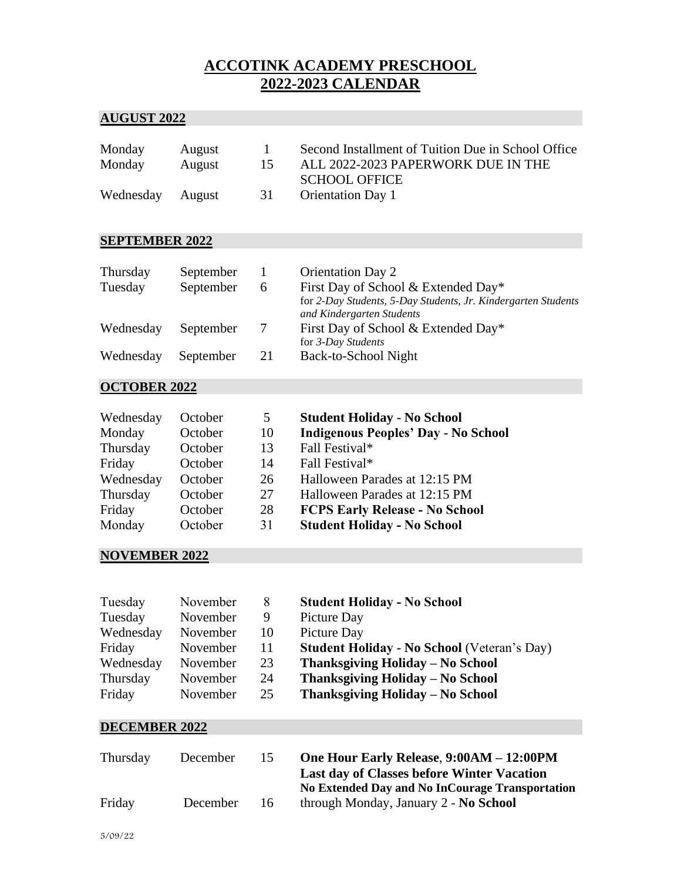# ACCOTINK ACADEMY PRESCHOOL
# 2022-2023 CALENDAR

## AUGUST 2022

| | | | |
|---|---|---|---|
| Monday | August | 1 | Second Installment of Tuition Due in School Office |
| Monday | August | 15 | ALL 2022-2023 PAPERWORK DUE IN THE SCHOOL OFFICE |
| Wednesday | August | 31 | Orientation Day 1 |

## SEPTEMBER 2022

| | | | |
|---|---|---|---|
| Thursday | September | 1 | Orientation Day 2 |
| Tuesday | September | 6 | First Day of School & Extended Day* for *2-Day Students, 5-Day Students, Jr. Kindergarten Students and Kindergarten Students* |
| Wednesday | September | 7 | First Day of School & Extended Day* for *3-Day Students* |
| Wednesday | September | 21 | Back-to-School Night |

## OCTOBER 2022

| | | | |
|---|---|---|---|
| Wednesday | October | 5 | **Student Holiday - No School** |
| Monday | October | 10 | **Indigenous Peoples' Day - No School** |
| Thursday | October | 13 | Fall Festival* |
| Friday | October | 14 | Fall Festival* |
| Wednesday | October | 26 | Halloween Parades at 12:15 PM |
| Thursday | October | 27 | Halloween Parades at 12:15 PM |
| Friday | October | 28 | **FCPS Early Release - No School** |
| Monday | October | 31 | **Student Holiday - No School** |

## NOVEMBER 2022

| | | | |
|---|---|---|---|
| Tuesday | November | 8 | **Student Holiday - No School** |
| Tuesday | November | 9 | Picture Day |
| Wednesday | November | 10 | Picture Day |
| Friday | November | 11 | **Student Holiday - No School** (Veteran's Day) |
| Wednesday | November | 23 | **Thanksgiving Holiday – No School** |
| Thursday | November | 24 | **Thanksgiving Holiday – No School** |
| Friday | November | 25 | **Thanksgiving Holiday – No School** |

## DECEMBER 2022

| | | | |
|---|---|---|---|
| Thursday | December | 15 | **One Hour Early Release**, **9:00AM – 12:00PM** **Last day of Classes before Winter Vacation** **No Extended Day and No InCourage Transportation** |
| Friday | December | 16 | through Monday, January 2 - **No School** |

5/09/22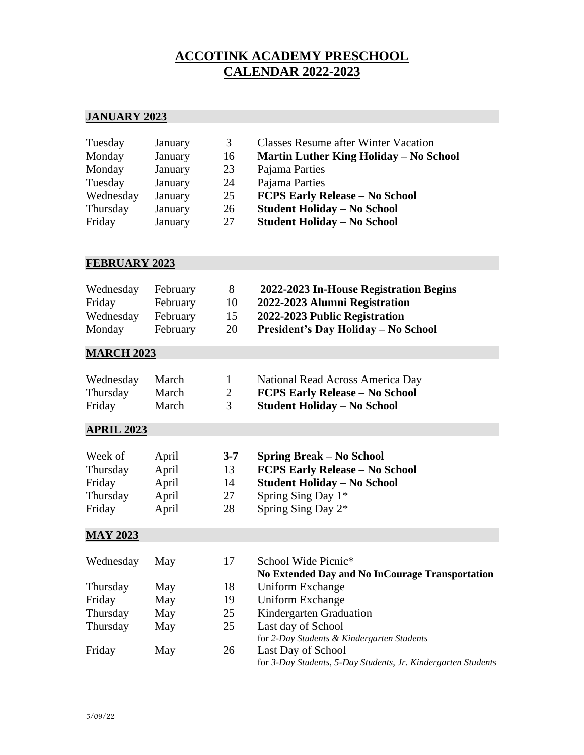# ACCOTINK ACADEMY PRESCHOOL
# CALENDAR 2022-2023

## JANUARY 2023

| | | | |
|---|---|---|---|
| Tuesday | January | 3 | Classes Resume after Winter Vacation |
| Monday | January | 16 | **Martin Luther King Holiday – No School** |
| Monday | January | 23 | Pajama Parties |
| Tuesday | January | 24 | Pajama Parties |
| Wednesday | January | 25 | **FCPS Early Release – No School** |
| Thursday | January | 26 | **Student Holiday – No School** |
| Friday | January | 27 | **Student Holiday – No School** |

## FEBRUARY 2023

| | | | |
|---|---|---|---|
| Wednesday | February | 8 | **2022-2023 In-House Registration Begins** |
| Friday | February | 10 | **2022-2023 Alumni Registration** |
| Wednesday | February | 15 | **2022-2023 Public Registration** |
| Monday | February | 20 | **President's Day Holiday – No School** |

## MARCH 2023

| | | | |
|---|---|---|---|
| Wednesday | March | 1 | National Read Across America Day |
| Thursday | March | 2 | **FCPS Early Release – No School** |
| Friday | March | 3 | **Student Holiday – No School** |

## APRIL 2023

| | | | |
|---|---|---|---|
| Week of | April | **3-7** | **Spring Break – No School** |
| Thursday | April | 13 | **FCPS Early Release – No School** |
| Friday | April | 14 | **Student Holiday – No School** |
| Thursday | April | 27 | Spring Sing Day 1* |
| Friday | April | 28 | Spring Sing Day 2* |

## MAY 2023

| | | | |
|---|---|---|---|
| Wednesday | May | 17 | School Wide Picnic* **No Extended Day and No InCourage Transportation** |
| Thursday | May | 18 | Uniform Exchange |
| Friday | May | 19 | Uniform Exchange |
| Thursday | May | 25 | Kindergarten Graduation |
| Thursday | May | 25 | Last day of School for *2-Day Students & Kindergarten Students* |
| Friday | May | 26 | Last Day of School for *3-Day Students, 5-Day Students, Jr. Kindergarten Students* |

5/09/22